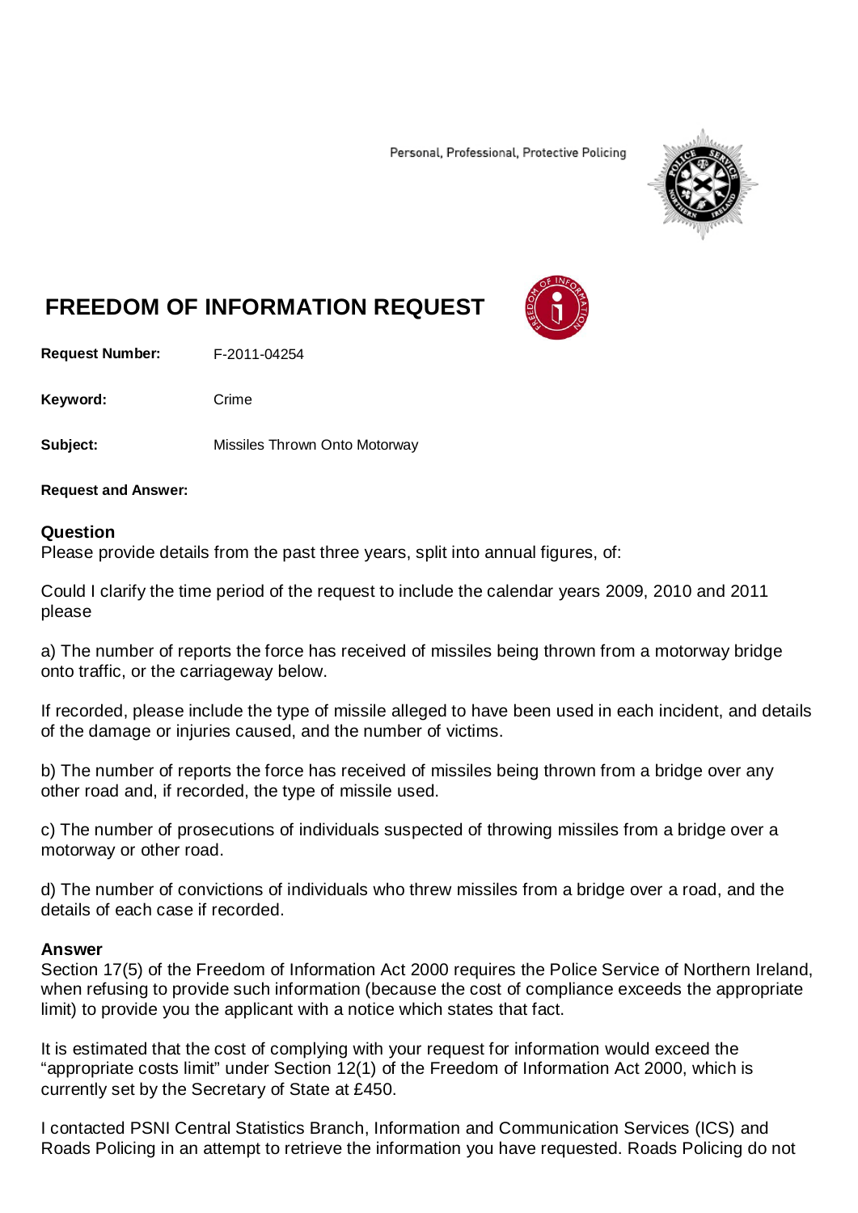Personal, Professional, Protective Policing

# FREEDOM OF INFORMATION REQUEST

**Request Number:** F-2011-04254

**Keyword:** Crime

**Subject:** Missiles Thrown Onto Motorway

**Request and Answer:**

## Question

Please provide details from the past three years, split into annual figures, of:

Could I clarify the time period of the request to include the calendar years 2009, 2010 and 2011 please

a) The number of reports the force has received of missiles being thrown from a motorway bridge onto traffic, or the carriageway below.

If recorded, please include the type of missile alleged to have been used in each incident, and details of the damage or injuries caused, and the number of victims.

b) The number of reports the force has received of missiles being thrown from a bridge over any other road and, if recorded, the type of missile used.

c) The number of prosecutions of individuals suspected of throwing missiles from a bridge over a motorway or other road.

d) The number of convictions of individuals who threw missiles from a bridge over a road, and the details of each case if recorded.

## Answer

Section 17(5) of the Freedom of Information Act 2000 requires the Police Service of Northern Ireland, when refusing to provide such information (because the cost of compliance exceeds the appropriate limit) to provide you the applicant with a notice which states that fact.

It is estimated that the cost of complying with your request for information would exceed the "appropriate costs limit" under Section 12(1) of the Freedom of Information Act 2000, which is currently set by the Secretary of State at £450.

I contacted PSNI Central Statistics Branch, Information and Communication Services (ICS) and Roads Policing in an attempt to retrieve the information you have requested. Roads Policing do not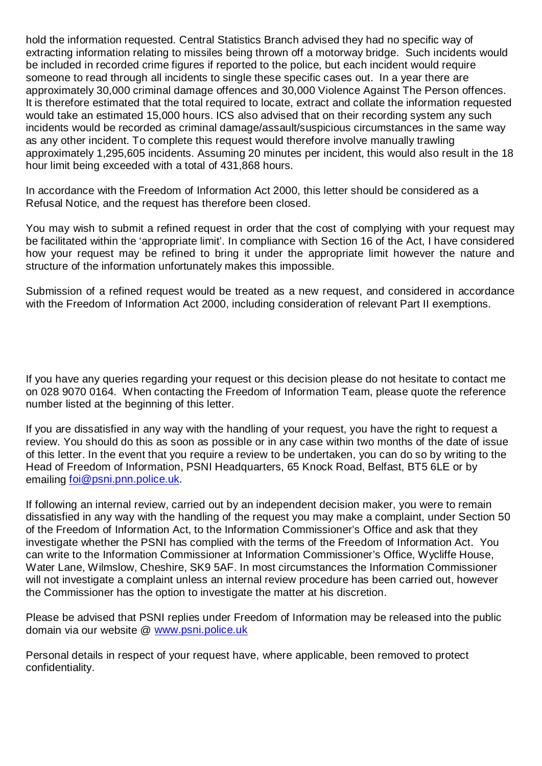hold the information requested. Central Statistics Branch advised they had no specific way of extracting information relating to missiles being thrown off a motorway bridge. Such incidents would be included in recorded crime figures if reported to the police, but each incident would require someone to read through all incidents to single these specific cases out. In a year there are approximately 30,000 criminal damage offences and 30,000 Violence Against The Person offences. It is therefore estimated that the total required to locate, extract and collate the information requested would take an estimated 15,000 hours. ICS also advised that on their recording system any such incidents would be recorded as criminal damage/assault/suspicious circumstances in the same way as any other incident. To complete this request would therefore involve manually trawling approximately 1,295,605 incidents. Assuming 20 minutes per incident, this would also result in the 18 hour limit being exceeded with a total of 431,868 hours.

In accordance with the Freedom of Information Act 2000, this letter should be considered as a Refusal Notice, and the request has therefore been closed.

You may wish to submit a refined request in order that the cost of complying with your request may be facilitated within the 'appropriate limit'. In compliance with Section 16 of the Act, I have considered how your request may be refined to bring it under the appropriate limit however the nature and structure of the information unfortunately makes this impossible.

Submission of a refined request would be treated as a new request, and considered in accordance with the Freedom of Information Act 2000, including consideration of relevant Part II exemptions.

If you have any queries regarding your request or this decision please do not hesitate to contact me on 028 9070 0164. When contacting the Freedom of Information Team, please quote the reference number listed at the beginning of this letter.

If you are dissatisfied in any way with the handling of your request, you have the right to request a review. You should do this as soon as possible or in any case within two months of the date of issue of this letter. In the event that you require a review to be undertaken, you can do so by writing to the Head of Freedom of Information, PSNI Headquarters, 65 Knock Road, Belfast, BT5 6LE or by emailing [foi@psni.pnn.police.uk](mailto:foi@psni.pnn.police.uk).

If following an internal review, carried out by an independent decision maker, you were to remain dissatisfied in any way with the handling of the request you may make a complaint, under Section 50 of the Freedom of Information Act, to the Information Commissioner's Office and ask that they investigate whether the PSNI has complied with the terms of the Freedom of Information Act. You can write to the Information Commissioner at Information Commissioner's Office, Wycliffe House, Water Lane, Wilmslow, Cheshire, SK9 5AF. In most circumstances the Information Commissioner will not investigate a complaint unless an internal review procedure has been carried out, however the Commissioner has the option to investigate the matter at his discretion.

Please be advised that PSNI replies under Freedom of Information may be released into the public domain via our website @ [www.psni.police.uk](http://www.psni.police.uk)

Personal details in respect of your request have, where applicable, been removed to protect confidentiality.